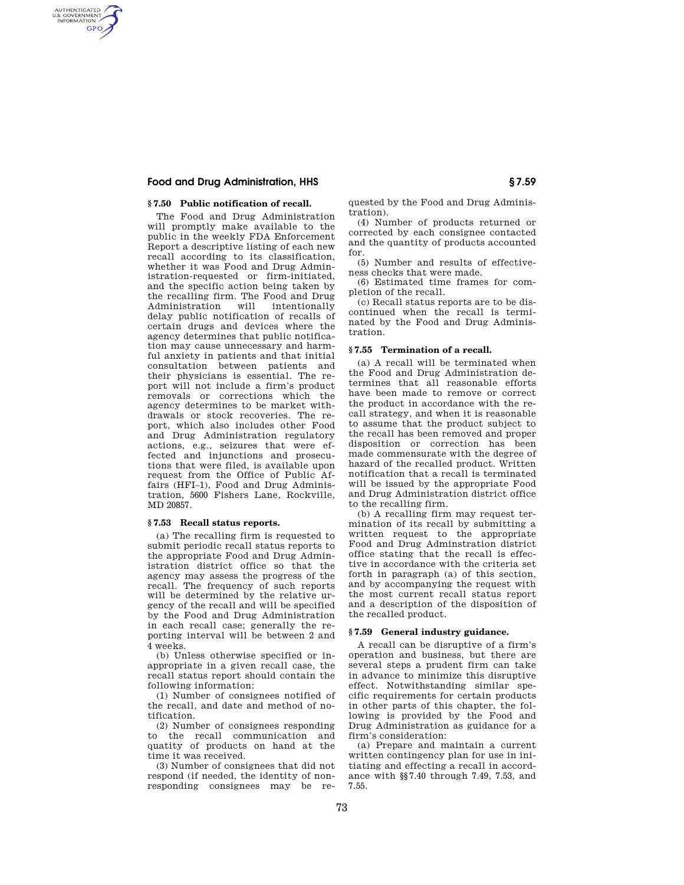## § 7.50 Public notification of recall.

The Food and Drug Administration will promptly make available to the public in the weekly FDA Enforcement Report a descriptive listing of each new recall according to its classification, whether it was Food and Drug Administration-requested or firm-initiated, and the specific action being taken by the recalling firm. The Food and Drug Administration will intentionally delay public notification of recalls of certain drugs and devices where the agency determines that public notification may cause unnecessary and harmful anxiety in patients and that initial consultation between patients and their physicians is essential. The report will not include a firm's product removals or corrections which the agency determines to be market withdrawals or stock recoveries. The report, which also includes other Food and Drug Administration regulatory actions, e.g., seizures that were effected and injunctions and prosecutions that were filed, is available upon request from the Office of Public Affairs (HFI–1), Food and Drug Administration, 5600 Fishers Lane, Rockville, MD 20857.

## § 7.53 Recall status reports.

(a) The recalling firm is requested to submit periodic recall status reports to the appropriate Food and Drug Administration district office so that the agency may assess the progress of the recall. The frequency of such reports will be determined by the relative urgency of the recall and will be specified by the Food and Drug Administration in each recall case; generally the reporting interval will be between 2 and 4 weeks.

(b) Unless otherwise specified or inappropriate in a given recall case, the recall status report should contain the following information:

(1) Number of consignees notified of the recall, and date and method of notification.

(2) Number of consignees responding to the recall communication and quatity of products on hand at the time it was received.

(3) Number of consignees that did not respond (if needed, the identity of nonresponding consignees may be requested by the Food and Drug Administration).

(4) Number of products returned or corrected by each consignee contacted and the quantity of products accounted for.

(5) Number and results of effectiveness checks that were made.

(6) Estimated time frames for completion of the recall.

(c) Recall status reports are to be discontinued when the recall is terminated by the Food and Drug Administration.

## § 7.55 Termination of a recall.

(a) A recall will be terminated when the Food and Drug Administration determines that all reasonable efforts have been made to remove or correct the product in accordance with the recall strategy, and when it is reasonable to assume that the product subject to the recall has been removed and proper disposition or correction has been made commensurate with the degree of hazard of the recalled product. Written notification that a recall is terminated will be issued by the appropriate Food and Drug Administration district office to the recalling firm.

(b) A recalling firm may request termination of its recall by submitting a written request to the appropriate Food and Drug Adminstration district office stating that the recall is effective in accordance with the criteria set forth in paragraph (a) of this section, and by accompanying the request with the most current recall status report and a description of the disposition of the recalled product.

## § 7.59 General industry guidance.

A recall can be disruptive of a firm's operation and business, but there are several steps a prudent firm can take in advance to minimize this disruptive effect. Notwithstanding similar specific requirements for certain products in other parts of this chapter, the following is provided by the Food and Drug Administration as guidance for a firm's consideration:

(a) Prepare and maintain a current written contingency plan for use in initiating and effecting a recall in accordance with §§ 7.40 through 7.49, 7.53, and 7.55.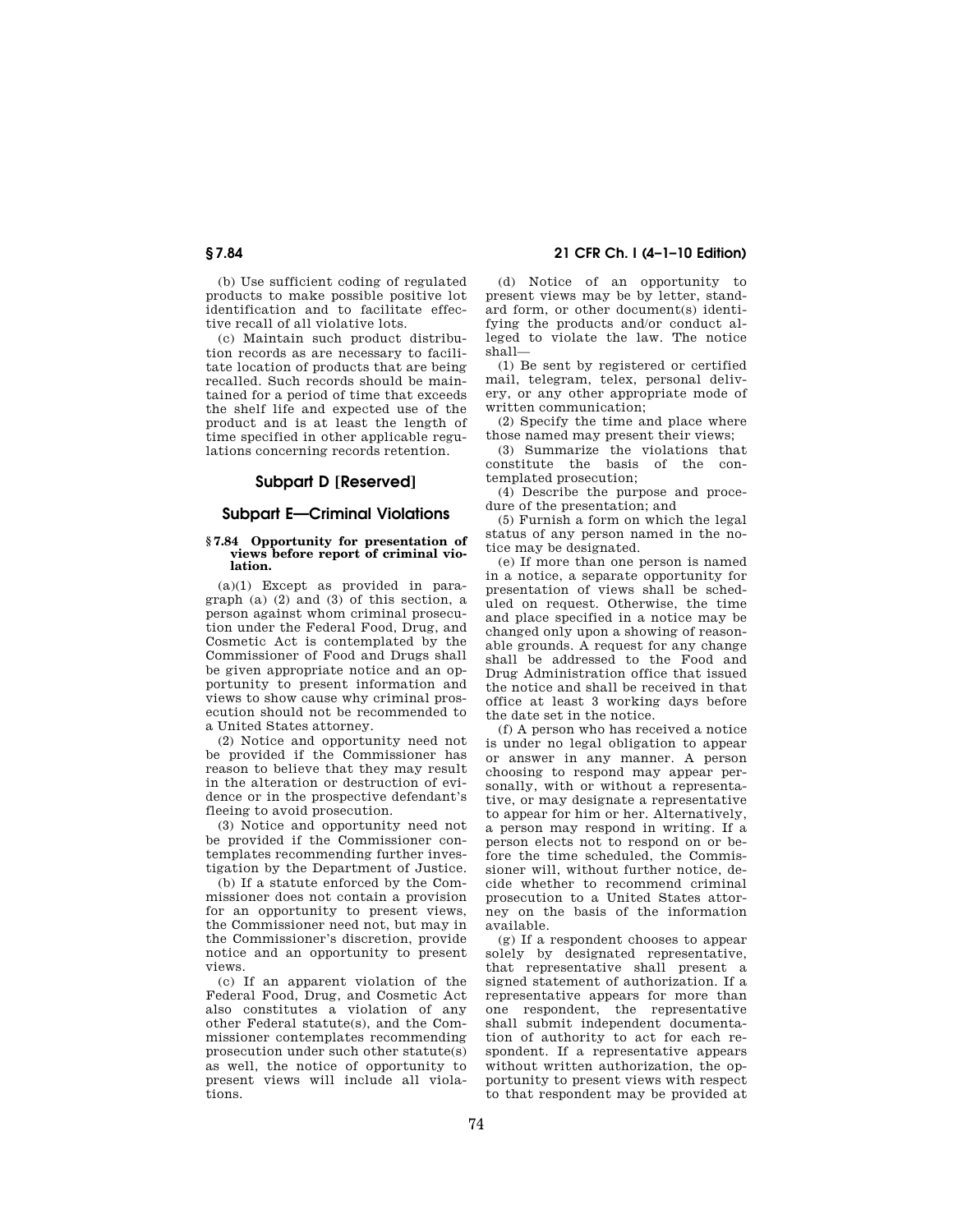(b) Use sufficient coding of regulated products to make possible positive lot identification and to facilitate effective recall of all violative lots.

(c) Maintain such product distribution records as are necessary to facilitate location of products that are being recalled. Such records should be maintained for a period of time that exceeds the shelf life and expected use of the product and is at least the length of time specified in other applicable regulations concerning records retention.

## Subpart D [Reserved]

## Subpart E—Criminal Violations

### § 7.84 Opportunity for presentation of views before report of criminal violation.

(a)(1) Except as provided in paragraph (a) (2) and (3) of this section, a person against whom criminal prosecution under the Federal Food, Drug, and Cosmetic Act is contemplated by the Commissioner of Food and Drugs shall be given appropriate notice and an opportunity to present information and views to show cause why criminal prosecution should not be recommended to a United States attorney.

(2) Notice and opportunity need not be provided if the Commissioner has reason to believe that they may result in the alteration or destruction of evidence or in the prospective defendant's fleeing to avoid prosecution.

(3) Notice and opportunity need not be provided if the Commissioner contemplates recommending further investigation by the Department of Justice.

(b) If a statute enforced by the Commissioner does not contain a provision for an opportunity to present views, the Commissioner need not, but may in the Commissioner's discretion, provide notice and an opportunity to present views.

(c) If an apparent violation of the Federal Food, Drug, and Cosmetic Act also constitutes a violation of any other Federal statute(s), and the Commissioner contemplates recommending prosecution under such other statute(s) as well, the notice of opportunity to present views will include all violations.

(d) Notice of an opportunity to present views may be by letter, standard form, or other document(s) identifying the products and/or conduct alleged to violate the law. The notice shall—

(1) Be sent by registered or certified mail, telegram, telex, personal delivery, or any other appropriate mode of written communication;

(2) Specify the time and place where those named may present their views;

(3) Summarize the violations that constitute the basis of the contemplated prosecution;

(4) Describe the purpose and procedure of the presentation; and

(5) Furnish a form on which the legal status of any person named in the notice may be designated.

(e) If more than one person is named in a notice, a separate opportunity for presentation of views shall be scheduled on request. Otherwise, the time and place specified in a notice may be changed only upon a showing of reasonable grounds. A request for any change shall be addressed to the Food and Drug Administration office that issued the notice and shall be received in that office at least 3 working days before the date set in the notice.

(f) A person who has received a notice is under no legal obligation to appear or answer in any manner. A person choosing to respond may appear personally, with or without a representative, or may designate a representative to appear for him or her. Alternatively, a person may respond in writing. If a person elects not to respond on or before the time scheduled, the Commissioner will, without further notice, decide whether to recommend criminal prosecution to a United States attorney on the basis of the information available.

(g) If a respondent chooses to appear solely by designated representative, that representative shall present a signed statement of authorization. If a representative appears for more than one respondent, the representative shall submit independent documentation of authority to act for each respondent. If a representative appears without written authorization, the opportunity to present views with respect to that respondent may be provided at